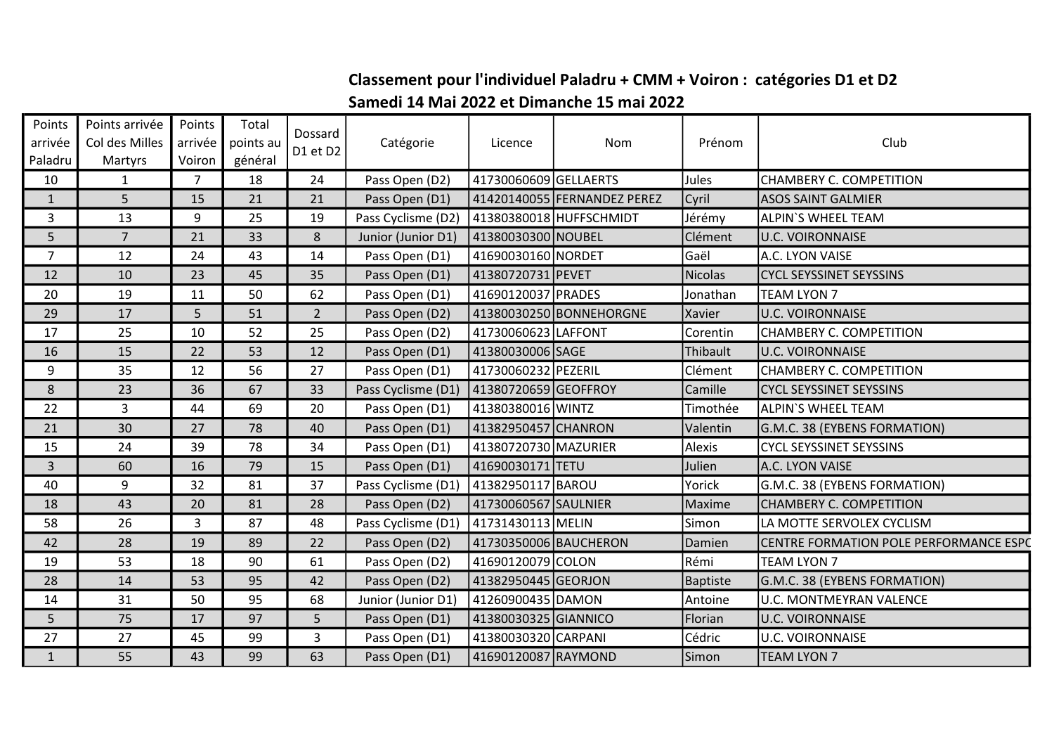## Classement pour l'individuel Paladru + CMM + Voiron : catégories D1 et D2

## Samedi 14 Mai 2022 et Dimanche 15 mai 2022

| Points arrivée Paladru | Points arrivée Col des Milles Martyrs | Points arrivée Voiron | Total points au général | Dossard D1 et D2 | Catégorie | Licence | Nom | Prénom | Club |
|---|---|---|---|---|---|---|---|---|---|
| 10 | 1 | 7 | 18 | 24 | Pass Open (D2) | 41730060609 | GELLAERTS | Jules | CHAMBERY C. COMPETITION |
| 1 | 5 | 15 | 21 | 21 | Pass Open (D1) | 41420140055 | FERNANDEZ PEREZ | Cyril | ASOS SAINT GALMIER |
| 3 | 13 | 9 | 25 | 19 | Pass Cyclisme (D2) | 41380380018 | HUFFSCHMIDT | Jérémy | ALPIN`S WHEEL TEAM |
| 5 | 7 | 21 | 33 | 8 | Junior (Junior D1) | 41380030300 | NOUBEL | Clément | U.C. VOIRONNAISE |
| 7 | 12 | 24 | 43 | 14 | Pass Open (D1) | 41690030160 | NORDET | Gaël | A.C. LYON VAISE |
| 12 | 10 | 23 | 45 | 35 | Pass Open (D1) | 41380720731 | PEVET | Nicolas | CYCL SEYSSINET SEYSSINS |
| 20 | 19 | 11 | 50 | 62 | Pass Open (D1) | 41690120037 | PRADES | Jonathan | TEAM LYON 7 |
| 29 | 17 | 5 | 51 | 2 | Pass Open (D2) | 41380030250 | BONNEHORGNE | Xavier | U.C. VOIRONNAISE |
| 17 | 25 | 10 | 52 | 25 | Pass Open (D2) | 41730060623 | LAFFONT | Corentin | CHAMBERY C. COMPETITION |
| 16 | 15 | 22 | 53 | 12 | Pass Open (D1) | 41380030006 | SAGE | Thibault | U.C. VOIRONNAISE |
| 9 | 35 | 12 | 56 | 27 | Pass Open (D1) | 41730060232 | PEZERIL | Clément | CHAMBERY C. COMPETITION |
| 8 | 23 | 36 | 67 | 33 | Pass Cyclisme (D1) | 41380720659 | GEOFFROY | Camille | CYCL SEYSSINET SEYSSINS |
| 22 | 3 | 44 | 69 | 20 | Pass Open (D1) | 41380380016 | WINTZ | Timothée | ALPIN`S WHEEL TEAM |
| 21 | 30 | 27 | 78 | 40 | Pass Open (D1) | 41382950457 | CHANRON | Valentin | G.M.C. 38 (EYBENS FORMATION) |
| 15 | 24 | 39 | 78 | 34 | Pass Open (D1) | 41380720730 | MAZURIER | Alexis | CYCL SEYSSINET SEYSSINS |
| 3 | 60 | 16 | 79 | 15 | Pass Open (D1) | 41690030171 | TETU | Julien | A.C. LYON VAISE |
| 40 | 9 | 32 | 81 | 37 | Pass Cyclisme (D1) | 41382950117 | BAROU | Yorick | G.M.C. 38 (EYBENS FORMATION) |
| 18 | 43 | 20 | 81 | 28 | Pass Open (D2) | 41730060567 | SAULNIER | Maxime | CHAMBERY C. COMPETITION |
| 58 | 26 | 3 | 87 | 48 | Pass Cyclisme (D1) | 41731430113 | MELIN | Simon | LA MOTTE SERVOLEX CYCLISM |
| 42 | 28 | 19 | 89 | 22 | Pass Open (D2) | 41730350006 | BAUCHERON | Damien | CENTRE FORMATION POLE PERFORMANCE ESPC |
| 19 | 53 | 18 | 90 | 61 | Pass Open (D2) | 41690120079 | COLON | Rémi | TEAM LYON 7 |
| 28 | 14 | 53 | 95 | 42 | Pass Open (D2) | 41382950445 | GEORJON | Baptiste | G.M.C. 38 (EYBENS FORMATION) |
| 14 | 31 | 50 | 95 | 68 | Junior (Junior D1) | 41260900435 | DAMON | Antoine | U.C. MONTMEYRAN VALENCE |
| 5 | 75 | 17 | 97 | 5 | Pass Open (D1) | 41380030325 | GIANNICO | Florian | U.C. VOIRONNAISE |
| 27 | 27 | 45 | 99 | 3 | Pass Open (D1) | 41380030320 | CARPANI | Cédric | U.C. VOIRONNAISE |
| 1 | 55 | 43 | 99 | 63 | Pass Open (D1) | 41690120087 | RAYMOND | Simon | TEAM LYON 7 |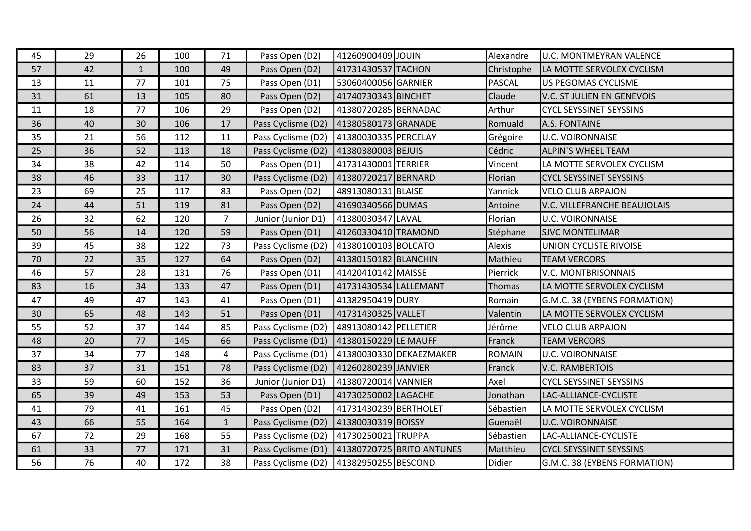| | | | | | | | | | |
|---|---|---|---|---|---|---|---|---|---|
| 45 | 29 | 26 | 100 | 71 | Pass Open (D2) | 41260900409 | JOUIN | Alexandre | U.C. MONTMEYRAN VALENCE |
| 57 | 42 | 1 | 100 | 49 | Pass Open (D2) | 41731430537 | TACHON | Christophe | LA MOTTE SERVOLEX CYCLISM |
| 13 | 11 | 77 | 101 | 75 | Pass Open (D1) | 53060400056 | GARNIER | PASCAL | US PEGOMAS CYCLISME |
| 31 | 61 | 13 | 105 | 80 | Pass Open (D2) | 41740730343 | BINCHET | Claude | V.C. ST JULIEN EN GENEVOIS |
| 11 | 18 | 77 | 106 | 29 | Pass Open (D2) | 41380720285 | BERNADAC | Arthur | CYCL SEYSSINET SEYSSINS |
| 36 | 40 | 30 | 106 | 17 | Pass Cyclisme (D2) | 41380580173 | GRANADE | Romuald | A.S. FONTAINE |
| 35 | 21 | 56 | 112 | 11 | Pass Cyclisme (D2) | 41380030335 | PERCELAY | Grégoire | U.C. VOIRONNAISE |
| 25 | 36 | 52 | 113 | 18 | Pass Cyclisme (D2) | 41380380003 | BEJUIS | Cédric | ALPIN`S WHEEL TEAM |
| 34 | 38 | 42 | 114 | 50 | Pass Open (D1) | 41731430001 | TERRIER | Vincent | LA MOTTE SERVOLEX CYCLISM |
| 38 | 46 | 33 | 117 | 30 | Pass Cyclisme (D2) | 41380720217 | BERNARD | Florian | CYCL SEYSSINET SEYSSINS |
| 23 | 69 | 25 | 117 | 83 | Pass Open (D2) | 48913080131 | BLAISE | Yannick | VELO CLUB ARPAJON |
| 24 | 44 | 51 | 119 | 81 | Pass Open (D2) | 41690340566 | DUMAS | Antoine | V.C. VILLEFRANCHE BEAUJOLAIS |
| 26 | 32 | 62 | 120 | 7 | Junior (Junior D1) | 41380030347 | LAVAL | Florian | U.C. VOIRONNAISE |
| 50 | 56 | 14 | 120 | 59 | Pass Open (D1) | 41260330410 | TRAMOND | Stéphane | SJVC MONTELIMAR |
| 39 | 45 | 38 | 122 | 73 | Pass Cyclisme (D2) | 41380100103 | BOLCATO | Alexis | UNION CYCLISTE RIVOISE |
| 70 | 22 | 35 | 127 | 64 | Pass Open (D2) | 41380150182 | BLANCHIN | Mathieu | TEAM VERCORS |
| 46 | 57 | 28 | 131 | 76 | Pass Open (D1) | 41420410142 | MAISSE | Pierrick | V.C. MONTBRISONNAIS |
| 83 | 16 | 34 | 133 | 47 | Pass Open (D1) | 41731430534 | LALLEMANT | Thomas | LA MOTTE SERVOLEX CYCLISM |
| 47 | 49 | 47 | 143 | 41 | Pass Open (D1) | 41382950419 | DURY | Romain | G.M.C. 38 (EYBENS FORMATION) |
| 30 | 65 | 48 | 143 | 51 | Pass Open (D1) | 41731430325 | VALLET | Valentin | LA MOTTE SERVOLEX CYCLISM |
| 55 | 52 | 37 | 144 | 85 | Pass Cyclisme (D2) | 48913080142 | PELLETIER | Jérôme | VELO CLUB ARPAJON |
| 48 | 20 | 77 | 145 | 66 | Pass Cyclisme (D1) | 41380150229 | LE MAUFF | Franck | TEAM VERCORS |
| 37 | 34 | 77 | 148 | 4 | Pass Cyclisme (D1) | 41380030330 | DEKAEZMAKER | ROMAIN | U.C. VOIRONNAISE |
| 83 | 37 | 31 | 151 | 78 | Pass Cyclisme (D2) | 41260280239 | JANVIER | Franck | V.C. RAMBERTOIS |
| 33 | 59 | 60 | 152 | 36 | Junior (Junior D1) | 41380720014 | VANNIER | Axel | CYCL SEYSSINET SEYSSINS |
| 65 | 39 | 49 | 153 | 53 | Pass Open (D1) | 41730250002 | LAGACHE | Jonathan | LAC-ALLIANCE-CYCLISTE |
| 41 | 79 | 41 | 161 | 45 | Pass Open (D2) | 41731430239 | BERTHOLET | Sébastien | LA MOTTE SERVOLEX CYCLISM |
| 43 | 66 | 55 | 164 | 1 | Pass Cyclisme (D2) | 41380030319 | BOISSY | Guenaël | U.C. VOIRONNAISE |
| 67 | 72 | 29 | 168 | 55 | Pass Cyclisme (D2) | 41730250021 | TRUPPA | Sébastien | LAC-ALLIANCE-CYCLISTE |
| 61 | 33 | 77 | 171 | 31 | Pass Cyclisme (D1) | 41380720725 | BRITO ANTUNES | Matthieu | CYCL SEYSSINET SEYSSINS |
| 56 | 76 | 40 | 172 | 38 | Pass Cyclisme (D2) | 41382950255 | BESCOND | Didier | G.M.C. 38 (EYBENS FORMATION) |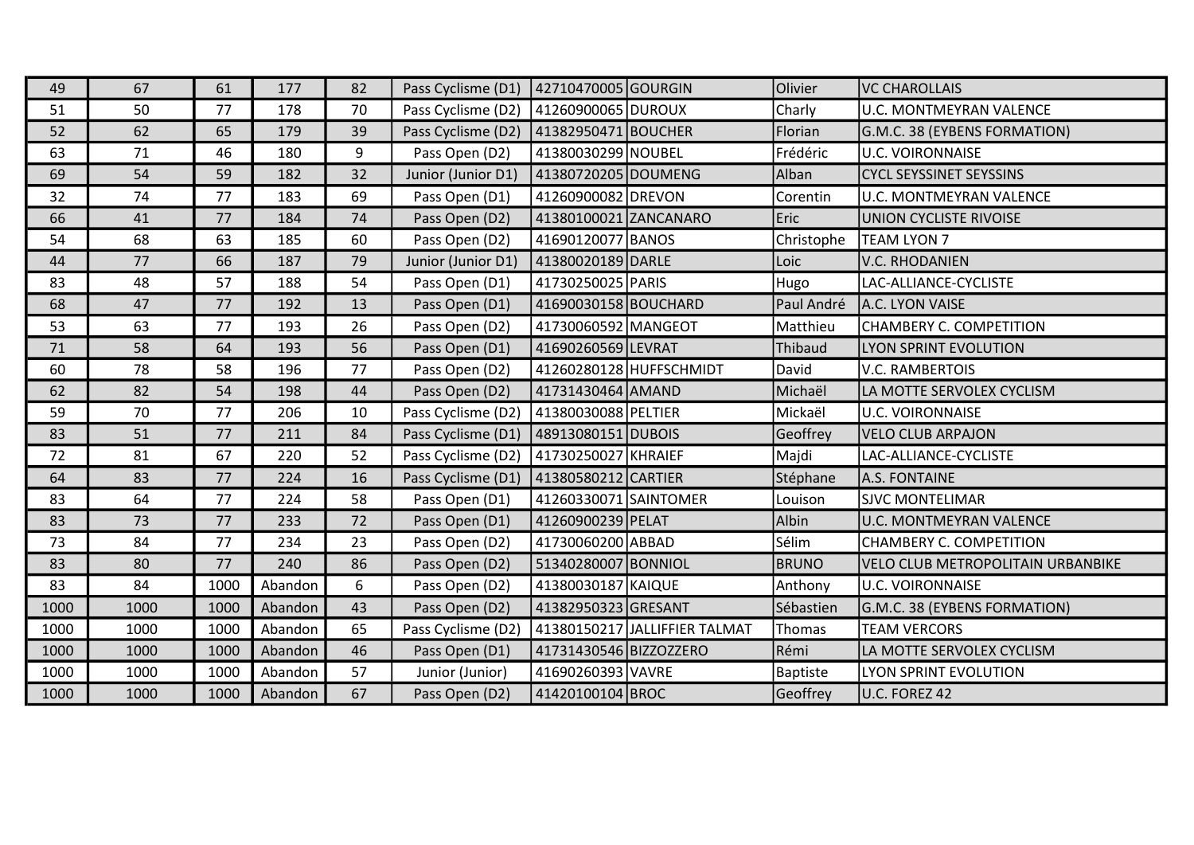| | | | | | | | | | |
|---|---|---|---|---|---|---|---|---|---|
| 49 | 67 | 61 | 177 | 82 | Pass Cyclisme (D1) | 42710470005 | GOURGIN | Olivier | VC CHAROLLAIS |
| 51 | 50 | 77 | 178 | 70 | Pass Cyclisme (D2) | 41260900065 | DUROUX | Charly | U.C. MONTMEYRAN VALENCE |
| 52 | 62 | 65 | 179 | 39 | Pass Cyclisme (D2) | 41382950471 | BOUCHER | Florian | G.M.C. 38 (EYBENS FORMATION) |
| 63 | 71 | 46 | 180 | 9 | Pass Open (D2) | 41380030299 | NOUBEL | Frédéric | U.C. VOIRONNAISE |
| 69 | 54 | 59 | 182 | 32 | Junior (Junior D1) | 41380720205 | DOUMENG | Alban | CYCL SEYSSINET SEYSSINS |
| 32 | 74 | 77 | 183 | 69 | Pass Open (D1) | 41260900082 | DREVON | Corentin | U.C. MONTMEYRAN VALENCE |
| 66 | 41 | 77 | 184 | 74 | Pass Open (D2) | 41380100021 | ZANCANARO | Eric | UNION CYCLISTE RIVOISE |
| 54 | 68 | 63 | 185 | 60 | Pass Open (D2) | 41690120077 | BANOS | Christophe | TEAM LYON 7 |
| 44 | 77 | 66 | 187 | 79 | Junior (Junior D1) | 41380020189 | DARLE | Loic | V.C. RHODANIEN |
| 83 | 48 | 57 | 188 | 54 | Pass Open (D1) | 41730250025 | PARIS | Hugo | LAC-ALLIANCE-CYCLISTE |
| 68 | 47 | 77 | 192 | 13 | Pass Open (D1) | 41690030158 | BOUCHARD | Paul André | A.C. LYON VAISE |
| 53 | 63 | 77 | 193 | 26 | Pass Open (D2) | 41730060592 | MANGEOT | Matthieu | CHAMBERY C. COMPETITION |
| 71 | 58 | 64 | 193 | 56 | Pass Open (D1) | 41690260569 | LEVRAT | Thibaud | LYON SPRINT EVOLUTION |
| 60 | 78 | 58 | 196 | 77 | Pass Open (D2) | 41260280128 | HUFFSCHMIDT | David | V.C. RAMBERTOIS |
| 62 | 82 | 54 | 198 | 44 | Pass Open (D2) | 41731430464 | AMAND | Michaël | LA MOTTE SERVOLEX CYCLISM |
| 59 | 70 | 77 | 206 | 10 | Pass Cyclisme (D2) | 41380030088 | PELTIER | Mickaël | U.C. VOIRONNAISE |
| 83 | 51 | 77 | 211 | 84 | Pass Cyclisme (D1) | 48913080151 | DUBOIS | Geoffrey | VELO CLUB ARPAJON |
| 72 | 81 | 67 | 220 | 52 | Pass Cyclisme (D2) | 41730250027 | KHRAIEF | Majdi | LAC-ALLIANCE-CYCLISTE |
| 64 | 83 | 77 | 224 | 16 | Pass Cyclisme (D1) | 41380580212 | CARTIER | Stéphane | A.S. FONTAINE |
| 83 | 64 | 77 | 224 | 58 | Pass Open (D1) | 41260330071 | SAINTOMER | Louison | SJVC MONTELIMAR |
| 83 | 73 | 77 | 233 | 72 | Pass Open (D1) | 41260900239 | PELAT | Albin | U.C. MONTMEYRAN VALENCE |
| 73 | 84 | 77 | 234 | 23 | Pass Open (D2) | 41730060200 | ABBAD | Sélim | CHAMBERY C. COMPETITION |
| 83 | 80 | 77 | 240 | 86 | Pass Open (D2) | 51340280007 | BONNIOL | BRUNO | VELO CLUB METROPOLITAIN URBANBIKE |
| 83 | 84 | 1000 | Abandon | 6 | Pass Open (D2) | 41380030187 | KAIQUE | Anthony | U.C. VOIRONNAISE |
| 1000 | 1000 | 1000 | Abandon | 43 | Pass Open (D2) | 41382950323 | GRESANT | Sébastien | G.M.C. 38 (EYBENS FORMATION) |
| 1000 | 1000 | 1000 | Abandon | 65 | Pass Cyclisme (D2) | 41380150217 | JALLIFFIER TALMAT | Thomas | TEAM VERCORS |
| 1000 | 1000 | 1000 | Abandon | 46 | Pass Open (D1) | 41731430546 | BIZZOZZERO | Rémi | LA MOTTE SERVOLEX CYCLISM |
| 1000 | 1000 | 1000 | Abandon | 57 | Junior (Junior) | 41690260393 | VAVRE | Baptiste | LYON SPRINT EVOLUTION |
| 1000 | 1000 | 1000 | Abandon | 67 | Pass Open (D2) | 41420100104 | BROC | Geoffrey | U.C. FOREZ 42 |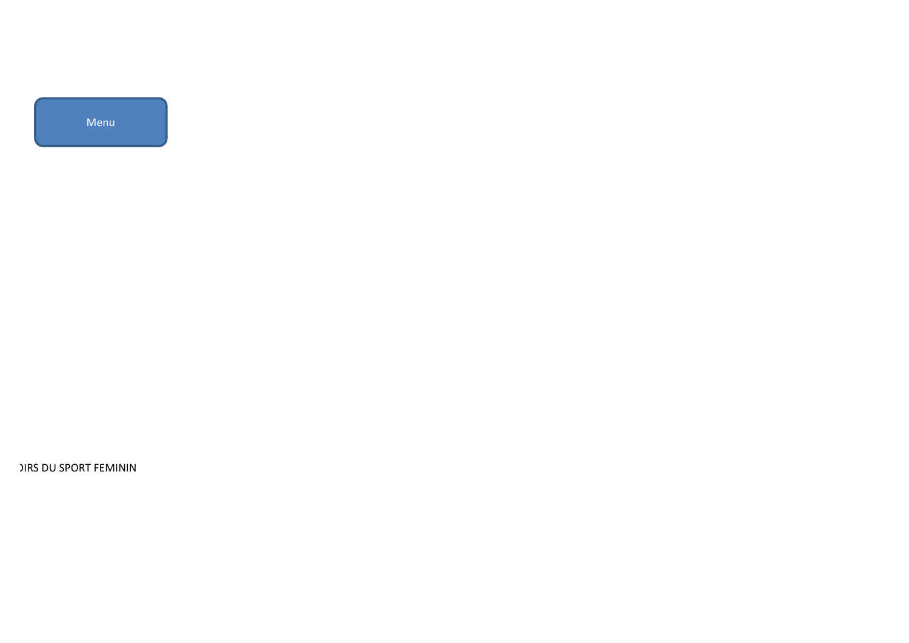Menu

ɔIRS DU SPORT FEMININ